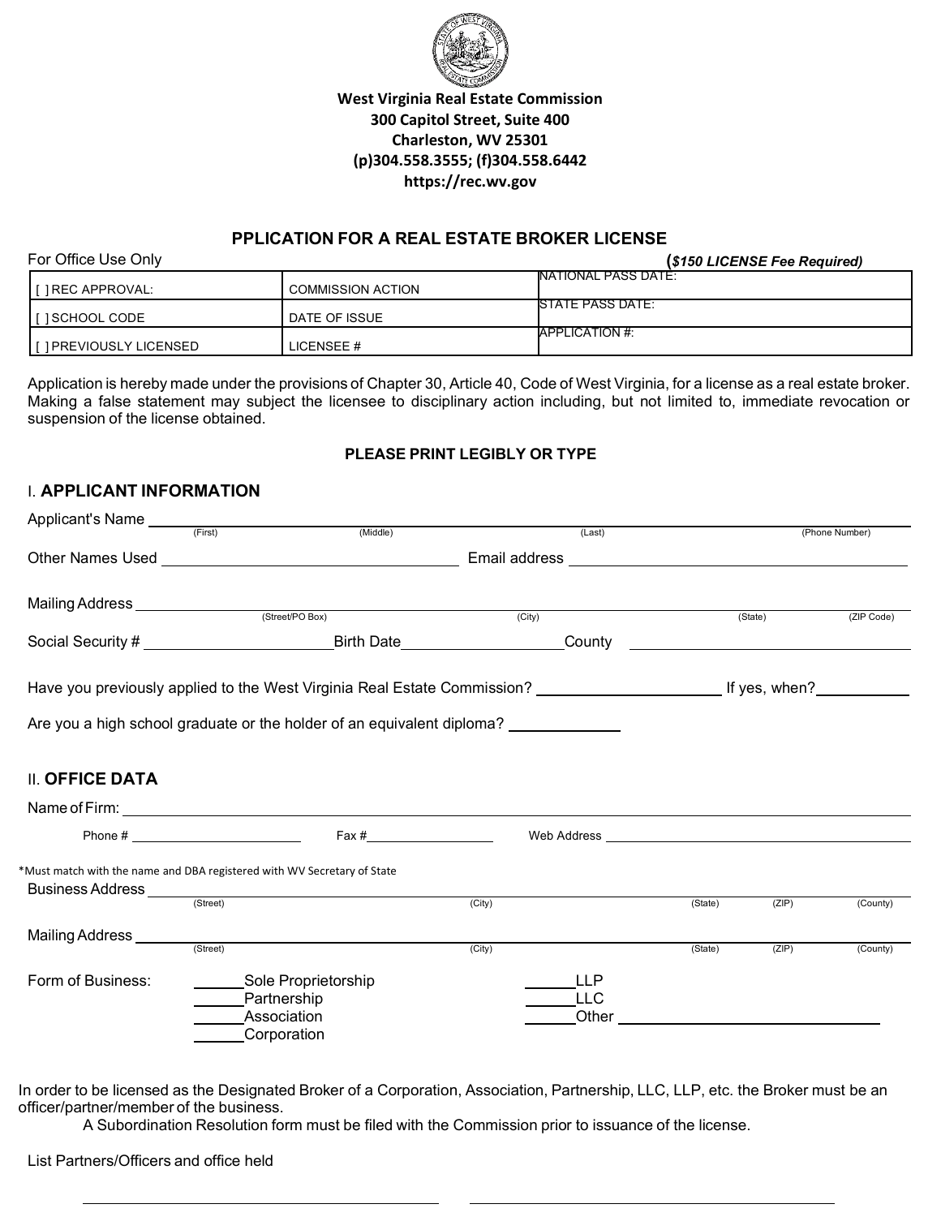**West Virginia Real Estate Commission**
**300 Capitol Street, Suite 400**
**Charleston, WV 25301**
**(p)304.558.3555; (f)304.558.6442**
**https://rec.wv.gov**

## PPLICATION FOR A REAL ESTATE BROKER LICENSE

For Office Use Only

***($150 LICENSE Fee Required)***

| | | |
|---|---|---|
| [ ] REC APPROVAL: | COMMISSION ACTION | NATIONAL PASS DATE: |
| [ ] SCHOOL CODE | DATE OF ISSUE | STATE PASS DATE: |
| [ ] PREVIOUSLY LICENSED | LICENSEE # | APPLICATION #: |

Application is hereby made under the provisions of Chapter 30, Article 40, Code of West Virginia, for a license as a real estate broker. Making a false statement may subject the licensee to disciplinary action including, but not limited to, immediate revocation or suspension of the license obtained.

**PLEASE PRINT LEGIBLY OR TYPE**

### I. APPLICANT INFORMATION

Applicant's Name ______________________________________________
(First) (Middle) (Last) (Phone Number)

Other Names Used ____________________ Email address ____________________

Mailing Address ______________________________________________
(Street/PO Box) (City) (State) (ZIP Code)

Social Security # ____________ Birth Date ____________ County ____________

Have you previously applied to the West Virginia Real Estate Commission? ____________ If yes, when? ________

Are you a high school graduate or the holder of an equivalent diploma? ________

### II. OFFICE DATA

Name of Firm: ______________________________________________

Phone # ____________ Fax # ____________ Web Address ____________

*Must match with the name and DBA registered with WV Secretary of State

Business Address ______________________________________________
(Street) (City) (State) (ZIP) (County)

Mailing Address ______________________________________________
(Street) (City) (State) (ZIP) (County)

Form of Business:

______Sole Proprietorship
______Partnership
______Association
______Corporation
______LLP
______LLC
______Other ____________________

In order to be licensed as the Designated Broker of a Corporation, Association, Partnership, LLC, LLP, etc. the Broker must be an officer/partner/member of the business.

A Subordination Resolution form must be filed with the Commission prior to issuance of the license.

List Partners/Officers and office held

____________________ ____________________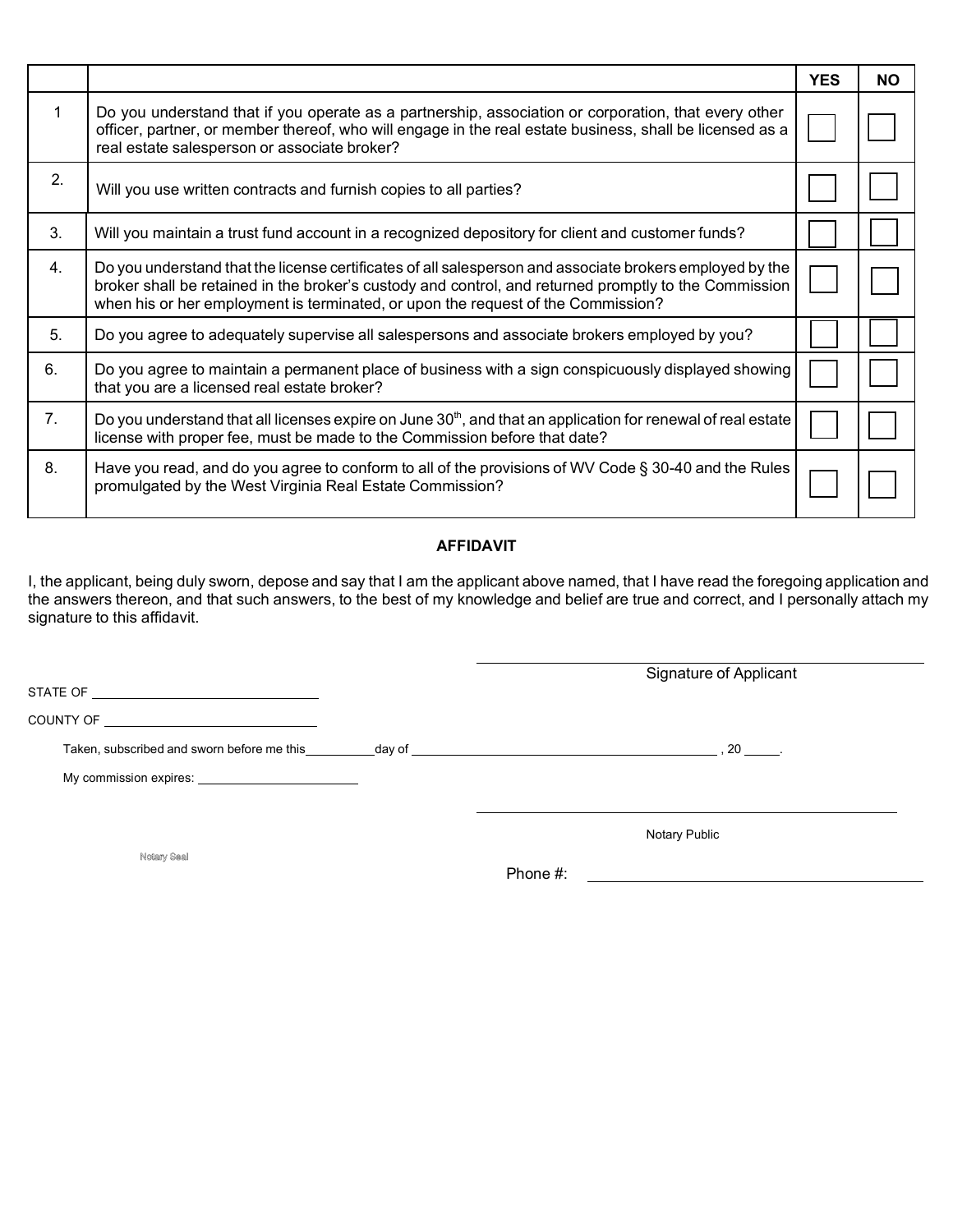| | | YES | NO |
|---|---|---|---|
| 1 | Do you understand that if you operate as a partnership, association or corporation, that every other officer, partner, or member thereof, who will engage in the real estate business, shall be licensed as a real estate salesperson or associate broker? | ☐ | ☐ |
| 2. | Will you use written contracts and furnish copies to all parties? | ☐ | ☐ |
| 3. | Will you maintain a trust fund account in a recognized depository for client and customer funds? | ☐ | ☐ |
| 4. | Do you understand that the license certificates of all salesperson and associate brokers employed by the broker shall be retained in the broker's custody and control, and returned promptly to the Commission when his or her employment is terminated, or upon the request of the Commission? | ☐ | ☐ |
| 5. | Do you agree to adequately supervise all salespersons and associate brokers employed by you? | ☐ | ☐ |
| 6. | Do you agree to maintain a permanent place of business with a sign conspicuously displayed showing that you are a licensed real estate broker? | ☐ | ☐ |
| 7. | Do you understand that all licenses expire on June 30th, and that an application for renewal of real estate license with proper fee, must be made to the Commission before that date? | ☐ | ☐ |
| 8. | Have you read, and do you agree to conform to all of the provisions of WV Code § 30-40 and the Rules promulgated by the West Virginia Real Estate Commission? | ☐ | ☐ |

## AFFIDAVIT

I, the applicant, being duly sworn, depose and say that I am the applicant above named, that I have read the foregoing application and the answers thereon, and that such answers, to the best of my knowledge and belief are true and correct, and I personally attach my signature to this affidavit.

______________________________
Signature of Applicant

STATE OF ______________________

COUNTY OF ______________________

Taken, subscribed and sworn before me this ________ day of ______________________, 20 _____.

My commission expires: ________________

______________________________
Notary Public

Notary Seal

Phone #: ______________________